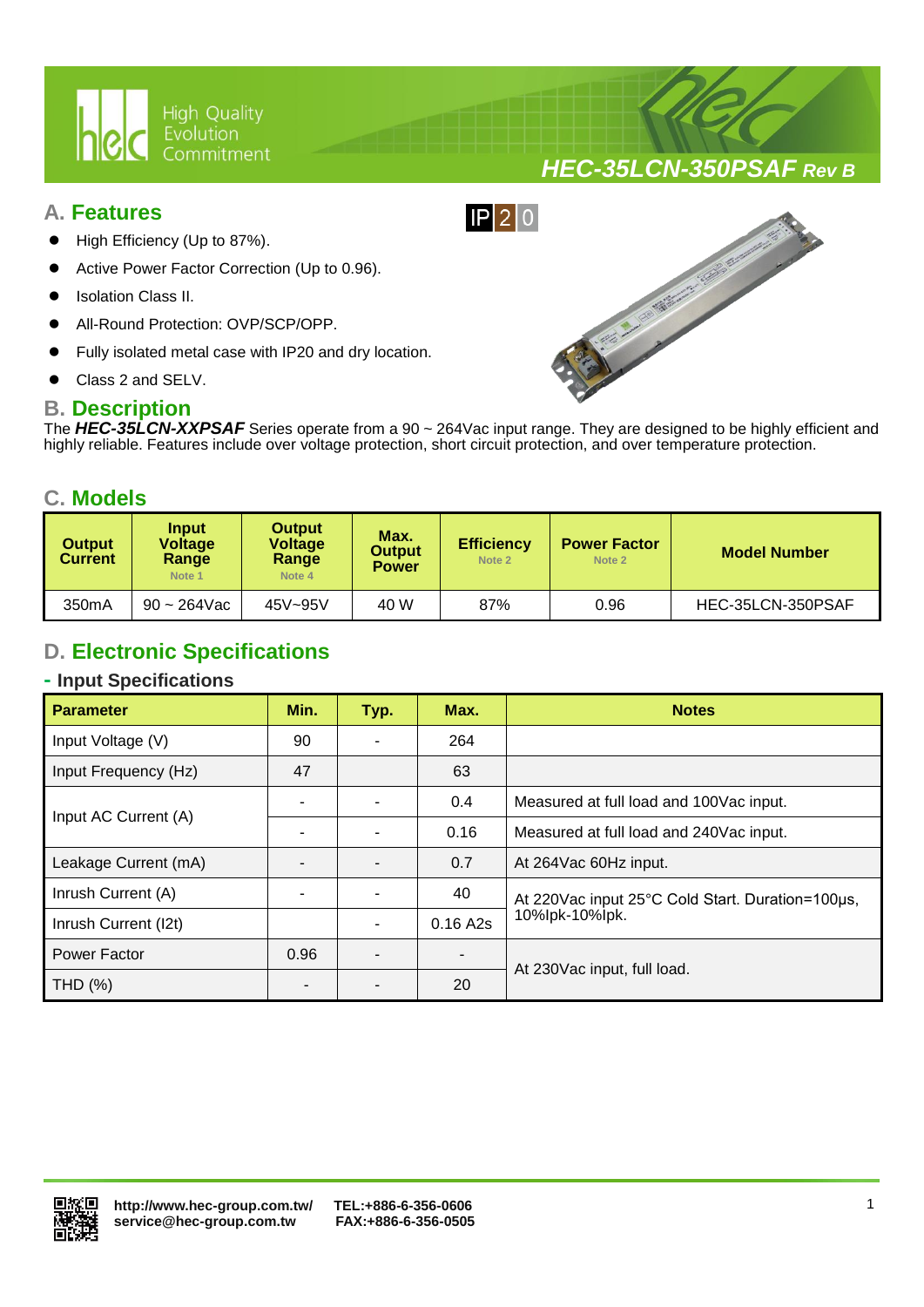# HEC-35LCN-350PSAF Rev B

## A. Features

IP20

- High Efficiency (Up to 87%).
- Active Power Factor Correction (Up to 0.96).
- Isolation Class II.
- All-Round Protection: OVP/SCP/OPP.
- Fully isolated metal case with IP20 and dry location.
- Class 2 and SELV.

## B. Description

The ***HEC-35LCN-XXPSAF*** Series operate from a 90 ~ 264Vac input range. They are designed to be highly efficient and highly reliable. Features include over voltage protection, short circuit protection, and over temperature protection.

## C. Models

| Output Current | Input Voltage Range Note 1 | Output Voltage Range Note 4 | Max. Output Power | Efficiency Note 2 | Power Factor Note 2 | Model Number |
|---|---|---|---|---|---|---|
| 350mA | 90 ~ 264Vac | 45V~95V | 40 W | 87% | 0.96 | HEC-35LCN-350PSAF |

## D. Electronic Specifications

### - Input Specifications

| Parameter | Min. | Typ. | Max. | Notes |
|---|---|---|---|---|
| Input Voltage (V) | 90 | - | 264 | |
| Input Frequency (Hz) | 47 | | 63 | |
| Input AC Current (A) | - | - | 0.4 | Measured at full load and 100Vac input. |
| | - | - | 0.16 | Measured at full load and 240Vac input. |
| Leakage Current (mA) | - | - | 0.7 | At 264Vac 60Hz input. |
| Inrush Current (A) | - | - | 40 | At 220Vac input 25°C Cold Start. Duration=100µs, 10%Ipk-10%Ipk. |
| Inrush Current (I2t) | | - | 0.16 A2s | |
| Power Factor | 0.96 | - | - | At 230Vac input, full load. |
| THD (%) | - | - | 20 | |

http://www.hec-group.com.tw/ service@hec-group.com.tw TEL:+886-6-356-0606 FAX:+886-6-356-0505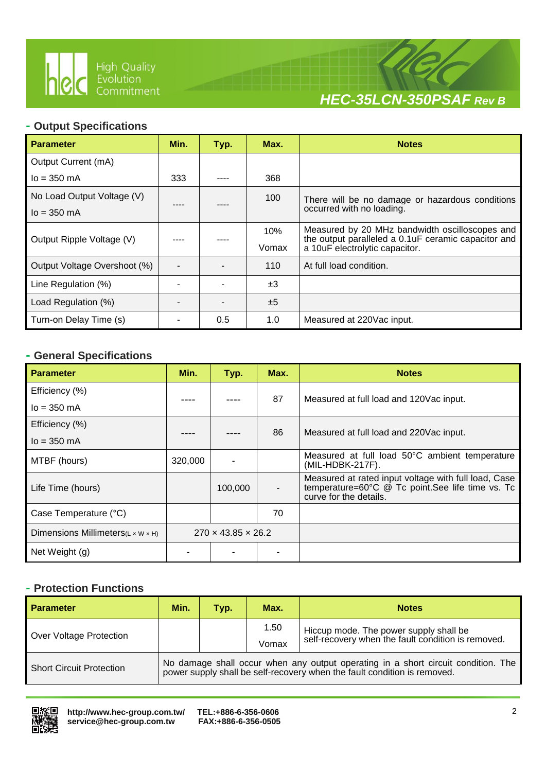## - Output Specifications

| Parameter | Min. | Typ. | Max. | Notes |
|---|---|---|---|---|
| Output Current (mA)<br>Io = 350 mA | 333 | ---- | 368 | |
| No Load Output Voltage (V)<br>Io = 350 mA | ---- | ---- | 100 | There will be no damage or hazardous conditions occurred with no loading. |
| Output Ripple Voltage (V) | ---- | ---- | 10%<br>Vomax | Measured by 20 MHz bandwidth oscilloscopes and the output paralleled a 0.1uF ceramic capacitor and a 10uF electrolytic capacitor. |
| Output Voltage Overshoot (%) | - | - | 110 | At full load condition. |
| Line Regulation (%) | - | - | ±3 | |
| Load Regulation (%) | - | - | ±5 | |
| Turn-on Delay Time (s) | - | 0.5 | 1.0 | Measured at 220Vac input. |

## - General Specifications

| Parameter | Min. | Typ. | Max. | Notes |
|---|---|---|---|---|
| Efficiency (%)<br>Io = 350 mA | ---- | ---- | 87 | Measured at full load and 120Vac input. |
| Efficiency (%)<br>Io = 350 mA | ---- | ---- | 86 | Measured at full load and 220Vac input. |
| MTBF (hours) | 320,000 | - | | Measured at full load 50°C ambient temperature (MIL-HDBK-217F). |
| Life Time (hours) | | 100,000 | - | Measured at rated input voltage with full load, Case temperature=60°C @ Tc point.See life time vs. Tc curve for the details. |
| Case Temperature (°C) | | | 70 | |
| Dimensions Millimeters(L × W × H) | 270 × 43.85 × 26.2 | | | |
| Net Weight (g) | - | - | - | |

## - Protection Functions

| Parameter | Min. | Typ. | Max. | Notes |
|---|---|---|---|---|
| Over Voltage Protection | | | 1.50<br>Vomax | Hiccup mode. The power supply shall be self-recovery when the fault condition is removed. |
| Short Circuit Protection | No damage shall occur when any output operating in a short circuit condition. The power supply shall be self-recovery when the fault condition is removed. | | | |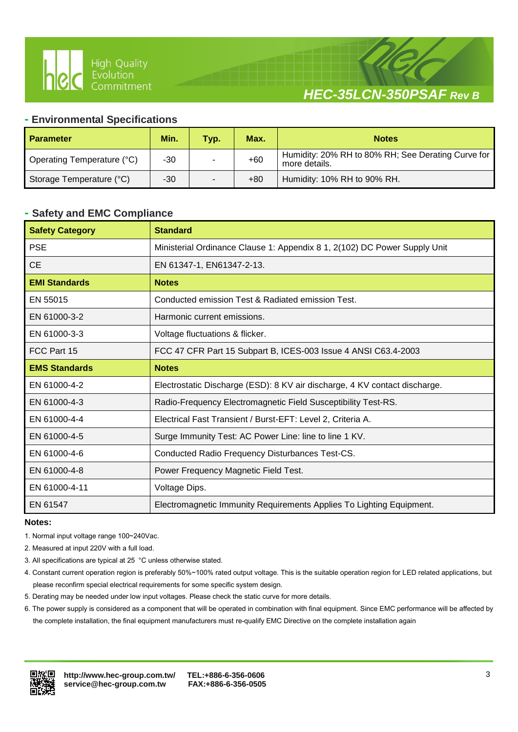## - Environmental Specifications

| Parameter | Min. | Typ. | Max. | Notes |
|---|---|---|---|---|
| Operating Temperature (°C) | -30 | - | +60 | Humidity: 20% RH to 80% RH; See Derating Curve for more details. |
| Storage Temperature (°C) | -30 | - | +80 | Humidity: 10% RH to 90% RH. |

## - Safety and EMC Compliance

| Safety Category | Standard |
|---|---|
| PSE | Ministerial Ordinance Clause 1: Appendix 8 1, 2(102) DC Power Supply Unit |
| CE | EN 61347-1, EN61347-2-13. |
| **EMI Standards** | **Notes** |
| EN 55015 | Conducted emission Test & Radiated emission Test. |
| EN 61000-3-2 | Harmonic current emissions. |
| EN 61000-3-3 | Voltage fluctuations & flicker. |
| FCC Part 15 | FCC 47 CFR Part 15 Subpart B, ICES-003 Issue 4 ANSI C63.4-2003 |
| **EMS Standards** | **Notes** |
| EN 61000-4-2 | Electrostatic Discharge (ESD): 8 KV air discharge, 4 KV contact discharge. |
| EN 61000-4-3 | Radio-Frequency Electromagnetic Field Susceptibility Test-RS. |
| EN 61000-4-4 | Electrical Fast Transient / Burst-EFT: Level 2, Criteria A. |
| EN 61000-4-5 | Surge Immunity Test: AC Power Line: line to line 1 KV. |
| EN 61000-4-6 | Conducted Radio Frequency Disturbances Test-CS. |
| EN 61000-4-8 | Power Frequency Magnetic Field Test. |
| EN 61000-4-11 | Voltage Dips. |
| EN 61547 | Electromagnetic Immunity Requirements Applies To Lighting Equipment. |

**Notes:**

1. Normal input voltage range 100~240Vac.
2. Measured at input 220V with a full load.
3. All specifications are typical at 25 °C unless otherwise stated.
4. Constant current operation region is preferably 50%~100% rated output voltage. This is the suitable operation region for LED related applications, but please reconfirm special electrical requirements for some specific system design.
5. Derating may be needed under low input voltages. Please check the static curve for more details.
6. The power supply is considered as a component that will be operated in combination with final equipment. Since EMC performance will be affected by the complete installation, the final equipment manufacturers must re-qualify EMC Directive on the complete installation again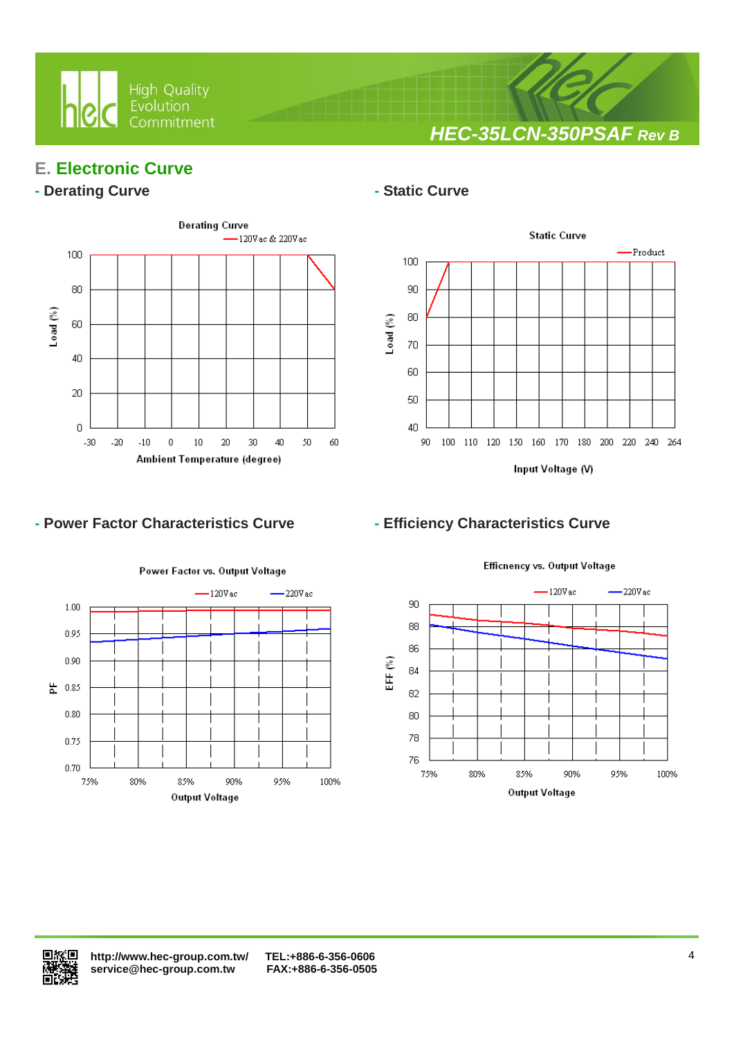## E. Electronic Curve

### - Derating Curve

Derating Curve

—120Vac & 220Vac

Load (%): 0, 20, 40, 60, 80, 100

Ambient Temperature (degree): -30, -20, -10, 0, 10, 20, 30, 40, 50, 60

### - Static Curve

Static Curve

—Product

Load (%): 40, 50, 60, 70, 80, 90, 100

Input Voltage (V): 90, 100, 110, 120, 150, 160, 170, 180, 200, 220, 240, 264

### - Power Factor Characteristics Curve

Power Factor vs. Output Voltage

—120Vac —220Vac

PF: 0.70, 0.75, 0.80, 0.85, 0.90, 0.95, 1.00

Output Voltage: 75%, 80%, 85%, 90%, 95%, 100%

### - Efficiency Characteristics Curve

Efficnency vs. Output Voltage

—120Vac —220Vac

EFF (%): 76, 78, 80, 82, 84, 86, 88, 90

Output Voltage: 75%, 80%, 85%, 90%, 95%, 100%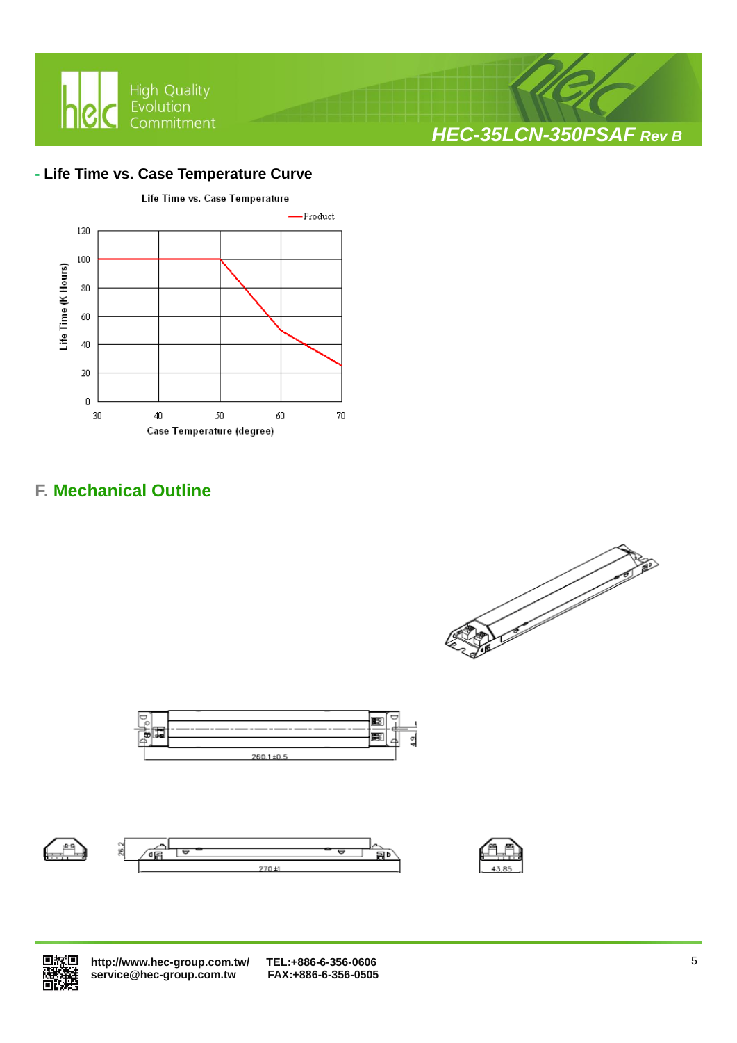## - Life Time vs. Case Temperature Curve

Life Time vs. Case Temperature

—Product

Life Time (K Hours)

120, 100, 80, 60, 40, 20, 0

30, 40, 50, 60, 70

Case Temperature (degree)

## F. Mechanical Outline

260.1±0.5

4.9

26.2

270±1

43.85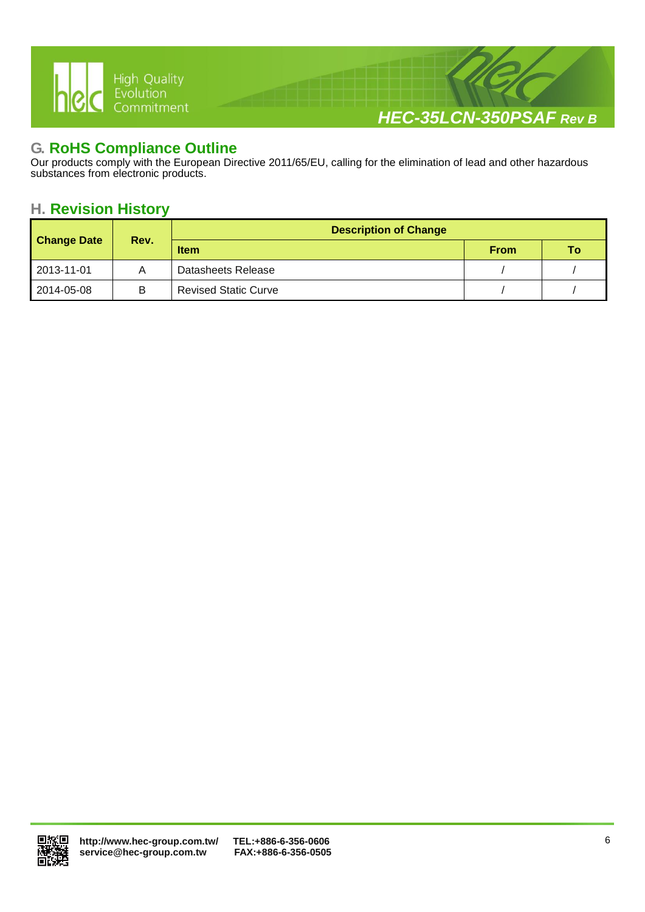## G. RoHS Compliance Outline

Our products comply with the European Directive 2011/65/EU, calling for the elimination of lead and other hazardous substances from electronic products.

## H. Revision History

| Change Date | Rev. | Description of Change | | |
|---|---|---|---|---|
| | | Item | From | To |
| 2013-11-01 | A | Datasheets Release | / | / |
| 2014-05-08 | B | Revised Static Curve | / | / |